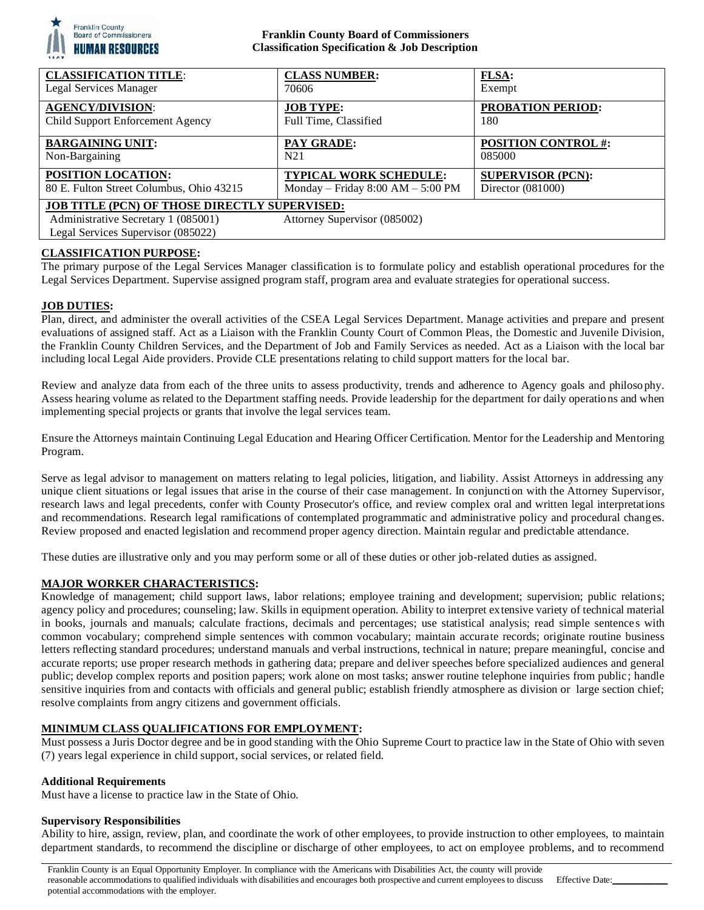**Franklin County Board of Commissioners**
**Classification Specification & Job Description**

| **CLASSIFICATION TITLE**: Legal Services Manager | **CLASS NUMBER:** 70606 | **FLSA:** Exempt |
|---|---|---|
| **AGENCY/DIVISION**: Child Support Enforcement Agency | **JOB TYPE:** Full Time, Classified | **PROBATION PERIOD:** 180 |
| **BARGAINING UNIT:** Non-Bargaining | **PAY GRADE:** N21 | **POSITION CONTROL #:** 085000 |
| **POSITION LOCATION:** 80 E. Fulton Street Columbus, Ohio 43215 | **TYPICAL WORK SCHEDULE:** Monday – Friday 8:00 AM – 5:00 PM | **SUPERVISOR (PCN):** Director (081000) |
| **JOB TITLE (PCN) OF THOSE DIRECTLY SUPERVISED:** Administrative Secretary 1 (085001), Legal Services Supervisor (085022) | Attorney Supervisor (085002) | |

## CLASSIFICATION PURPOSE:

The primary purpose of the Legal Services Manager classification is to formulate policy and establish operational procedures for the Legal Services Department. Supervise assigned program staff, program area and evaluate strategies for operational success.

## JOB DUTIES:

Plan, direct, and administer the overall activities of the CSEA Legal Services Department. Manage activities and prepare and present evaluations of assigned staff. Act as a Liaison with the Franklin County Court of Common Pleas, the Domestic and Juvenile Division, the Franklin County Children Services, and the Department of Job and Family Services as needed. Act as a Liaison with the local bar including local Legal Aide providers. Provide CLE presentations relating to child support matters for the local bar.

Review and analyze data from each of the three units to assess productivity, trends and adherence to Agency goals and philosophy. Assess hearing volume as related to the Department staffing needs. Provide leadership for the department for daily operations and when implementing special projects or grants that involve the legal services team.

Ensure the Attorneys maintain Continuing Legal Education and Hearing Officer Certification. Mentor for the Leadership and Mentoring Program.

Serve as legal advisor to management on matters relating to legal policies, litigation, and liability. Assist Attorneys in addressing any unique client situations or legal issues that arise in the course of their case management. In conjunction with the Attorney Supervisor, research laws and legal precedents, confer with County Prosecutor's office, and review complex oral and written legal interpretations and recommendations. Research legal ramifications of contemplated programmatic and administrative policy and procedural changes. Review proposed and enacted legislation and recommend proper agency direction. Maintain regular and predictable attendance.

These duties are illustrative only and you may perform some or all of these duties or other job-related duties as assigned.

## MAJOR WORKER CHARACTERISTICS:

Knowledge of management; child support laws, labor relations; employee training and development; supervision; public relations; agency policy and procedures; counseling; law. Skills in equipment operation. Ability to interpret extensive variety of technical material in books, journals and manuals; calculate fractions, decimals and percentages; use statistical analysis; read simple sentences with common vocabulary; comprehend simple sentences with common vocabulary; maintain accurate records; originate routine business letters reflecting standard procedures; understand manuals and verbal instructions, technical in nature; prepare meaningful, concise and accurate reports; use proper research methods in gathering data; prepare and deliver speeches before specialized audiences and general public; develop complex reports and position papers; work alone on most tasks; answer routine telephone inquiries from public; handle sensitive inquiries from and contacts with officials and general public; establish friendly atmosphere as division or large section chief; resolve complaints from angry citizens and government officials.

## MINIMUM CLASS QUALIFICATIONS FOR EMPLOYMENT:

Must possess a Juris Doctor degree and be in good standing with the Ohio Supreme Court to practice law in the State of Ohio with seven (7) years legal experience in child support, social services, or related field.

### Additional Requirements

Must have a license to practice law in the State of Ohio.

### Supervisory Responsibilities

Ability to hire, assign, review, plan, and coordinate the work of other employees, to provide instruction to other employees, to maintain department standards, to recommend the discipline or discharge of other employees, to act on employee problems, and to recommend

Franklin County is an Equal Opportunity Employer. In compliance with the Americans with Disabilities Act, the county will provide reasonable accommodations to qualified individuals with disabilities and encourages both prospective and current employees to discuss potential accommodations with the employer.

Effective Date:___________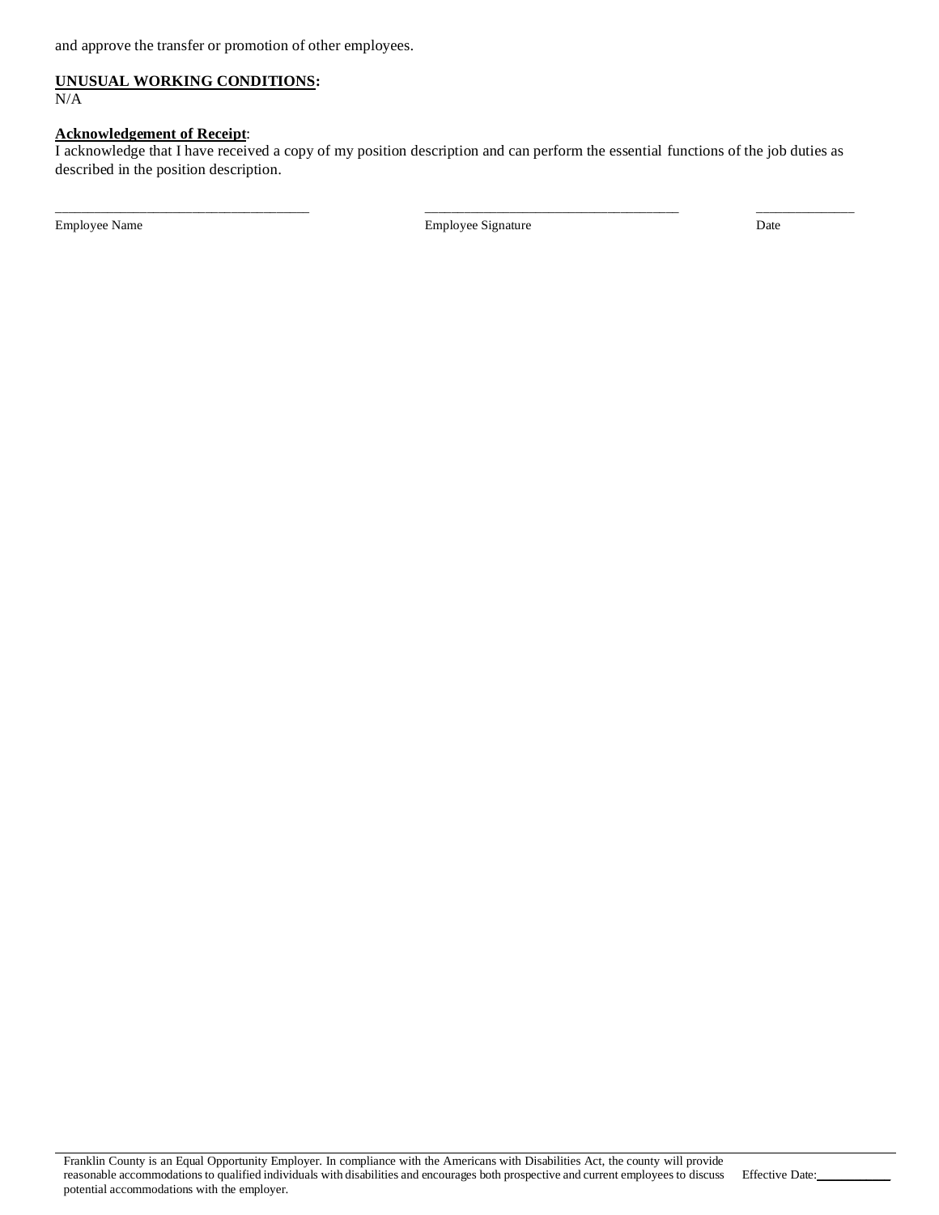and approve the transfer or promotion of other employees.

**UNUSUAL WORKING CONDITIONS:**
N/A

**Acknowledgement of Receipt**:
I acknowledge that I have received a copy of my position description and can perform the essential functions of the job duties as described in the position description.

| | | |
|---|---|---|
| ___________________________________ | ___________________________________ | ______________ |
| Employee Name | Employee Signature | Date |

Franklin County is an Equal Opportunity Employer. In compliance with the Americans with Disabilities Act, the county will provide reasonable accommodations to qualified individuals with disabilities and encourages both prospective and current employees to discuss potential accommodations with the employer.

Effective Date:___________